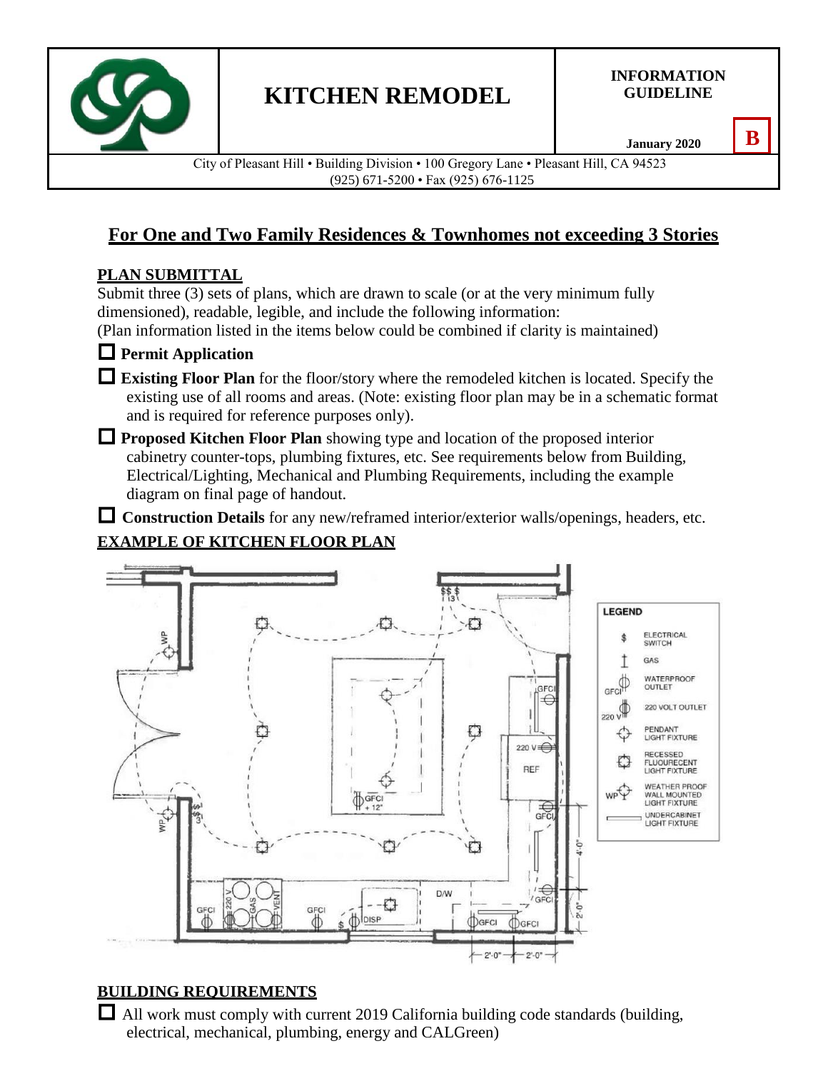# KITCHEN REMODEL

**INFORMATION GUIDELINE**

**January 2020** **B**

City of Pleasant Hill • Building Division • 100 Gregory Lane • Pleasant Hill, CA 94523
(925) 671-5200 • Fax (925) 676-1125

## For One and Two Family Residences & Townhomes not exceeding 3 Stories

### PLAN SUBMITTAL

Submit three (3) sets of plans, which are drawn to scale (or at the very minimum fully dimensioned), readable, legible, and include the following information:
(Plan information listed in the items below could be combined if clarity is maintained)

- ☐ **Permit Application**
- ☐ **Existing Floor Plan** for the floor/story where the remodeled kitchen is located. Specify the existing use of all rooms and areas. (Note: existing floor plan may be in a schematic format and is required for reference purposes only).
- ☐ **Proposed Kitchen Floor Plan** showing type and location of the proposed interior cabinetry counter-tops, plumbing fixtures, etc. See requirements below from Building, Electrical/Lighting, Mechanical and Plumbing Requirements, including the example diagram on final page of handout.
- ☐ **Construction Details** for any new/reframed interior/exterior walls/openings, headers, etc.

### EXAMPLE OF KITCHEN FLOOR PLAN

LEGEND

- $ ELECTRICAL SWITCH
- GAS
- GFCI WATERPROOF OUTLET
- 220 V 220 VOLT OUTLET
- PENDANT LIGHT FIXTURE
- RECESSED FLUOURECENT LIGHT FIXTURE
- WP WEATHER PROOF WALL MOUNTED LIGHT FIXTURE
- UNDERCABINET LIGHT FIXTURE

### BUILDING REQUIREMENTS

- ☐ All work must comply with current 2019 California building code standards (building, electrical, mechanical, plumbing, energy and CALGreen)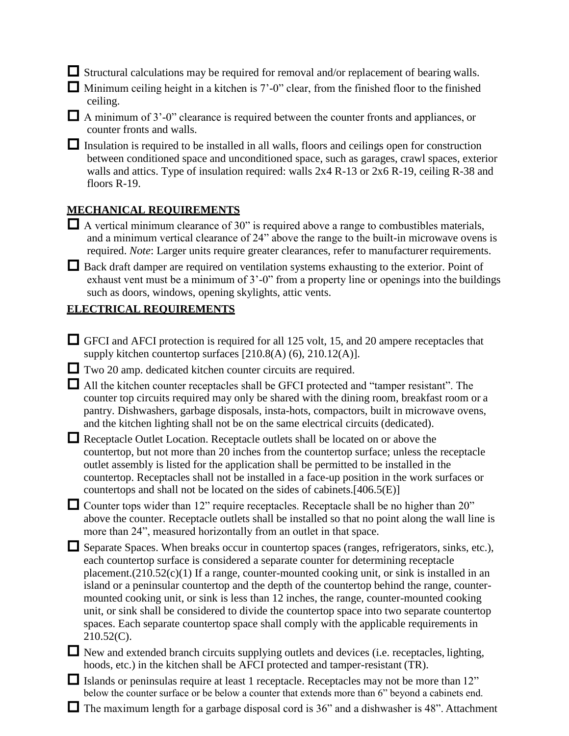- ☐ Structural calculations may be required for removal and/or replacement of bearing walls.
- ☐ Minimum ceiling height in a kitchen is 7'-0" clear, from the finished floor to the finished ceiling.
- ☐ A minimum of 3'-0" clearance is required between the counter fronts and appliances, or counter fronts and walls.
- ☐ Insulation is required to be installed in all walls, floors and ceilings open for construction between conditioned space and unconditioned space, such as garages, crawl spaces, exterior walls and attics. Type of insulation required: walls 2x4 R-13 or 2x6 R-19, ceiling R-38 and floors R-19.

## MECHANICAL REQUIREMENTS

- ☐ A vertical minimum clearance of 30" is required above a range to combustibles materials, and a minimum vertical clearance of 24" above the range to the built-in microwave ovens is required. *Note*: Larger units require greater clearances, refer to manufacturer requirements.
- ☐ Back draft damper are required on ventilation systems exhausting to the exterior. Point of exhaust vent must be a minimum of 3'-0" from a property line or openings into the buildings such as doors, windows, opening skylights, attic vents.

## ELECTRICAL REQUIREMENTS

- ☐ GFCI and AFCI protection is required for all 125 volt, 15, and 20 ampere receptacles that supply kitchen countertop surfaces [210.8(A) (6), 210.12(A)].
- ☐ Two 20 amp. dedicated kitchen counter circuits are required.
- ☐ All the kitchen counter receptacles shall be GFCI protected and "tamper resistant". The counter top circuits required may only be shared with the dining room, breakfast room or a pantry. Dishwashers, garbage disposals, insta-hots, compactors, built in microwave ovens, and the kitchen lighting shall not be on the same electrical circuits (dedicated).
- ☐ Receptacle Outlet Location. Receptacle outlets shall be located on or above the countertop, but not more than 20 inches from the countertop surface; unless the receptacle outlet assembly is listed for the application shall be permitted to be installed in the countertop. Receptacles shall not be installed in a face-up position in the work surfaces or countertops and shall not be located on the sides of cabinets.[406.5(E)]
- ☐ Counter tops wider than 12" require receptacles. Receptacle shall be no higher than 20" above the counter. Receptacle outlets shall be installed so that no point along the wall line is more than 24", measured horizontally from an outlet in that space.
- ☐ Separate Spaces. When breaks occur in countertop spaces (ranges, refrigerators, sinks, etc.), each countertop surface is considered a separate counter for determining receptacle placement.(210.52(c)(1) If a range, counter-mounted cooking unit, or sink is installed in an island or a peninsular countertop and the depth of the countertop behind the range, counter-mounted cooking unit, or sink is less than 12 inches, the range, counter-mounted cooking unit, or sink shall be considered to divide the countertop space into two separate countertop spaces. Each separate countertop space shall comply with the applicable requirements in 210.52(C).
- ☐ New and extended branch circuits supplying outlets and devices (i.e. receptacles, lighting, hoods, etc.) in the kitchen shall be AFCI protected and tamper-resistant (TR).
- ☐ Islands or peninsulas require at least 1 receptacle. Receptacles may not be more than 12" below the counter surface or be below a counter that extends more than 6" beyond a cabinets end.
- ☐ The maximum length for a garbage disposal cord is 36" and a dishwasher is 48". Attachment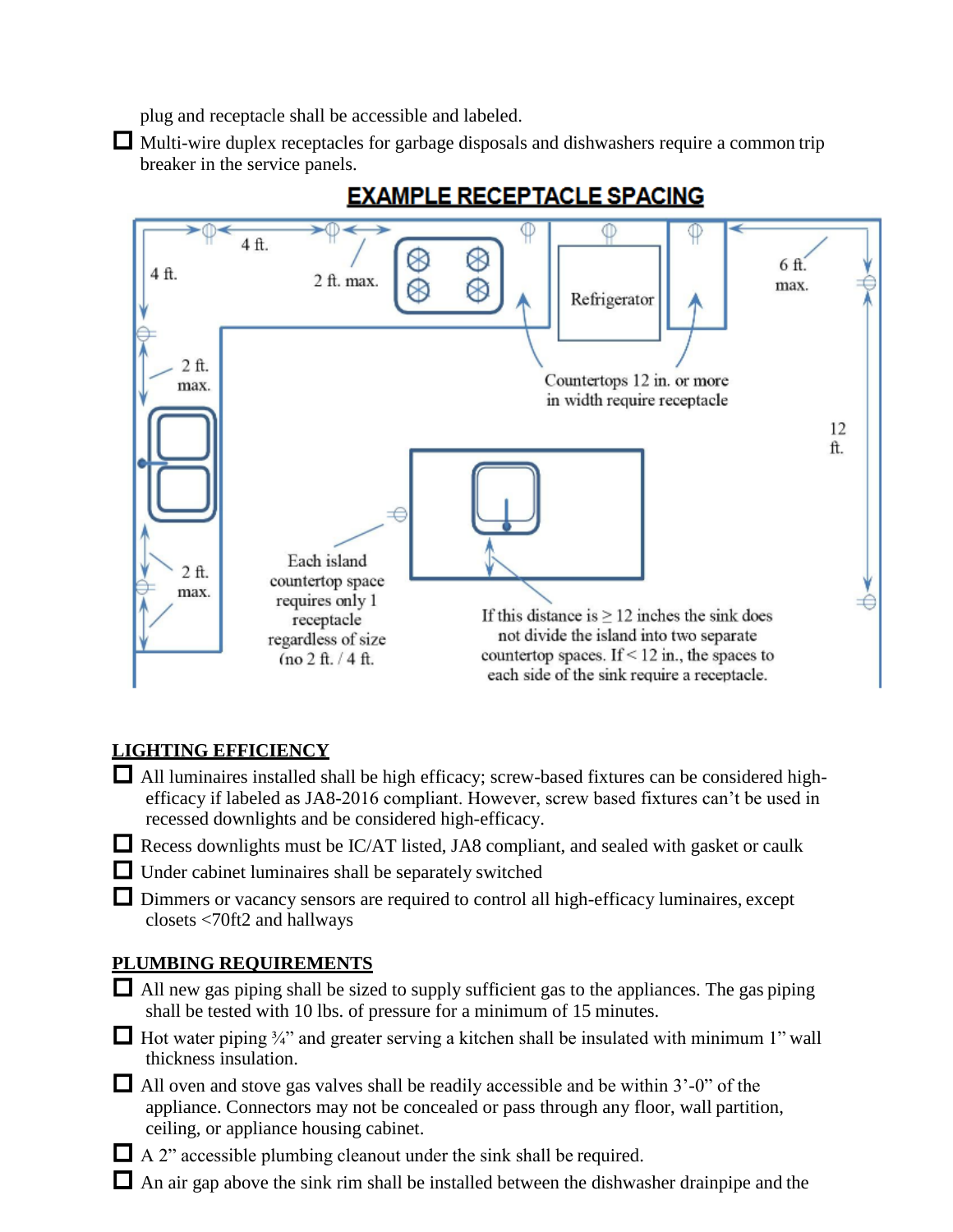plug and receptacle shall be accessible and labeled.

- ☐ Multi-wire duplex receptacles for garbage disposals and dishwashers require a common trip breaker in the service panels.

## EXAMPLE RECEPTACLE SPACING

4 ft.

4 ft.

2 ft. max.

6 ft. max.

2 ft. max.

Refrigerator

Countertops 12 in. or more in width require receptacle

12 ft.

2 ft. max.

Each island countertop space requires only 1 receptacle regardless of size (no 2 ft. / 4 ft.

If this distance is ≥ 12 inches the sink does not divide the island into two separate countertop spaces. If < 12 in., the spaces to each side of the sink require a receptacle.

## LIGHTING EFFICIENCY

- ☐ All luminaires installed shall be high efficacy; screw-based fixtures can be considered high-efficacy if labeled as JA8-2016 compliant. However, screw based fixtures can't be used in recessed downlights and be considered high-efficacy.
- ☐ Recess downlights must be IC/AT listed, JA8 compliant, and sealed with gasket or caulk
- ☐ Under cabinet luminaires shall be separately switched
- ☐ Dimmers or vacancy sensors are required to control all high-efficacy luminaires, except closets <70ft2 and hallways

## PLUMBING REQUIREMENTS

- ☐ All new gas piping shall be sized to supply sufficient gas to the appliances. The gas piping shall be tested with 10 lbs. of pressure for a minimum of 15 minutes.
- ☐ Hot water piping ¾" and greater serving a kitchen shall be insulated with minimum 1" wall thickness insulation.
- ☐ All oven and stove gas valves shall be readily accessible and be within 3'-0" of the appliance. Connectors may not be concealed or pass through any floor, wall partition, ceiling, or appliance housing cabinet.
- ☐ A 2" accessible plumbing cleanout under the sink shall be required.
- ☐ An air gap above the sink rim shall be installed between the dishwasher drainpipe and the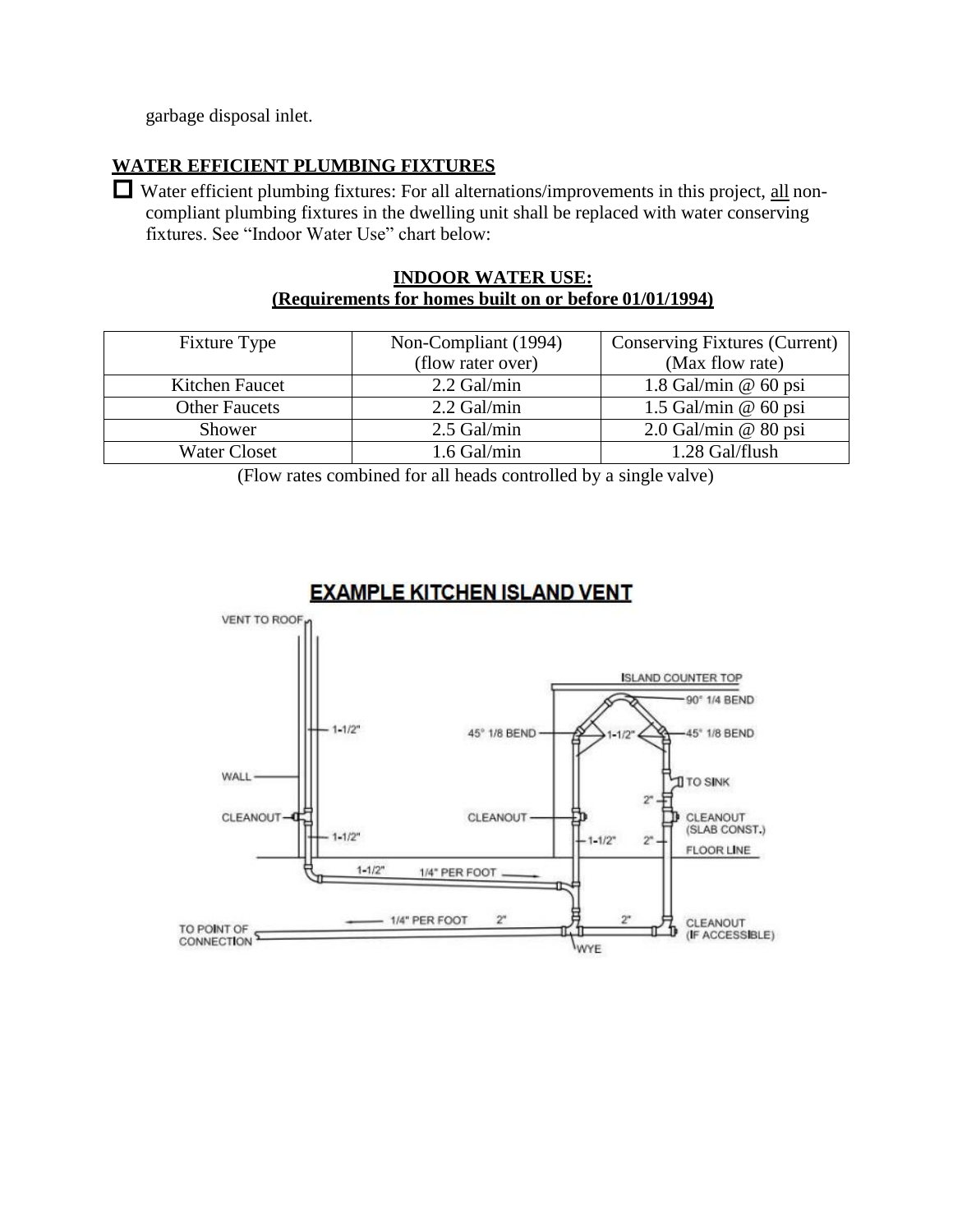garbage disposal inlet.

## WATER EFFICIENT PLUMBING FIXTURES

☐ Water efficient plumbing fixtures: For all alternations/improvements in this project, all non-compliant plumbing fixtures in the dwelling unit shall be replaced with water conserving fixtures. See "Indoor Water Use" chart below:

**INDOOR WATER USE:**
**(Requirements for homes built on or before 01/01/1994)**

| Fixture Type | Non-Compliant (1994) (flow rater over) | Conserving Fixtures (Current) (Max flow rate) |
|---|---|---|
| Kitchen Faucet | 2.2 Gal/min | 1.8 Gal/min @ 60 psi |
| Other Faucets | 2.2 Gal/min | 1.5 Gal/min @ 60 psi |
| Shower | 2.5 Gal/min | 2.0 Gal/min @ 80 psi |
| Water Closet | 1.6 Gal/min | 1.28 Gal/flush |

(Flow rates combined for all heads controlled by a single valve)

**EXAMPLE KITCHEN ISLAND VENT**

VENT TO ROOF
1-1/2"
WALL
CLEANOUT
1-1/2"
1-1/2"
1/4" PER FOOT
TO POINT OF CONNECTION
1/4" PER FOOT
2"
2"
WYE
ISLAND COUNTER TOP
90° 1/4 BEND
45° 1/8 BEND
1-1/2"
45° 1/8 BEND
TO SINK
2"
CLEANOUT
CLEANOUT (SLAB CONST.)
1-1/2"
2"
FLOOR LINE
CLEANOUT (IF ACCESSIBLE)